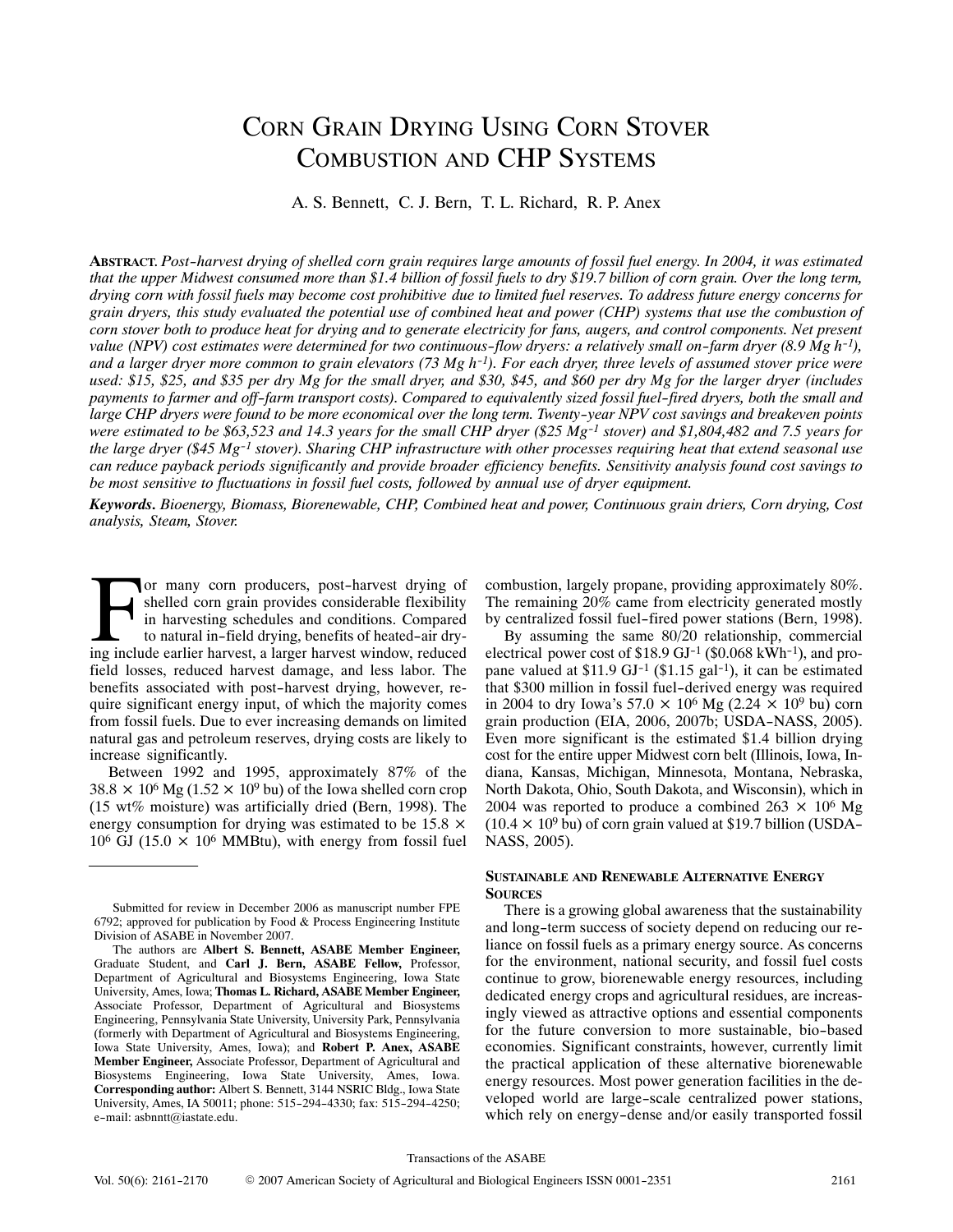# CORN GRAIN DRYING USING CORN STOVER COMBUSTION AND CHP SYSTEMS

A. S. Bennett, C. J. Bern, T. L. Richard, R. P. Anex

**ABSTRACT.** *Post-harvest drying of shelled corn grain requires large amounts of fossil fuel energy. In 2004, it was estimated that the upper Midwest consumed more than $1.4 billion of fossil fuels to dry $19.7 billion of corn grain. Over the long term, drying corn with fossil fuels may become cost prohibitive due to limited fuel reserves. To address future energy concerns for grain dryers, this study evaluated the potential use of combined heat and power (CHP) systems that use the combustion of corn stover both to produce heat for drying and to generate electricity for fans, augers, and control components. Net present value (NPV) cost estimates were determined for two continuous-flow dryers: a relatively small on-farm dryer (8.9 Mg $h^{-1}$), and a larger dryer more common to grain elevators (73 Mg $h^{-1}$). For each dryer, three levels of assumed stover price were used: $15, $25, and $35 per dry Mg for the small dryer, and $30, $45, and $60 per dry Mg for the larger dryer (includes payments to farmer and off-farm transport costs). Compared to equivalently sized fossil fuel-fired dryers, both the small and large CHP dryers were found to be more economical over the long term. Twenty-year NPV cost savings and breakeven points were estimated to be $63,523 and 14.3 years for the small CHP dryer ($25 $Mg^{-1}$ stover) and $1,804,482 and 7.5 years for the large dryer ($45 $Mg^{-1}$ stover). Sharing CHP infrastructure with other processes requiring heat that extend seasonal use can reduce payback periods significantly and provide broader efficiency benefits. Sensitivity analysis found cost savings to be most sensitive to fluctuations in fossil fuel costs, followed by annual use of dryer equipment.*

***Keywords.*** *Bioenergy, Biomass, Biorenewable, CHP, Combined heat and power, Continuous grain driers, Corn drying, Cost analysis, Steam, Stover.*

For many corn producers, post-harvest drying of shelled corn grain provides considerable flexibility in harvesting schedules and conditions. Compared to natural in-field drying, benefits of heated-air drying include earlier harvest, a larger harvest window, reduced field losses, reduced harvest damage, and less labor. The benefits associated with post-harvest drying, however, require significant energy input, of which the majority comes from fossil fuels. Due to ever increasing demands on limited natural gas and petroleum reserves, drying costs are likely to increase significantly.

Between 1992 and 1995, approximately 87% of the $38.8 \times 10^6$ Mg ($1.52 \times 10^9$ bu) of the Iowa shelled corn crop (15 wt% moisture) was artificially dried (Bern, 1998). The energy consumption for drying was estimated to be $15.8 \times 10^6$ GJ ($15.0 \times 10^6$ MMBtu), with energy from fossil fuel combustion, largely propane, providing approximately 80%. The remaining 20% came from electricity generated mostly by centralized fossil fuel-fired power stations (Bern, 1998).

By assuming the same 80/20 relationship, commercial electrical power cost of $18.9 $GJ^{-1}$ ($0.068 $kWh^{-1}$), and propane valued at $11.9 $GJ^{-1}$ ($1.15 $gal^{-1}$), it can be estimated that $300 million in fossil fuel-derived energy was required in 2004 to dry Iowa's $57.0 \times 10^6$ Mg ($2.24 \times 10^9$ bu) corn grain production (EIA, 2006, 2007b; USDA-NASS, 2005). Even more significant is the estimated $1.4 billion drying cost for the entire upper Midwest corn belt (Illinois, Iowa, Indiana, Kansas, Michigan, Minnesota, Montana, Nebraska, North Dakota, Ohio, South Dakota, and Wisconsin), which in 2004 was reported to produce a combined $263 \times 10^6$ Mg ($10.4 \times 10^9$ bu) of corn grain valued at $19.7 billion (USDA-NASS, 2005).

### SUSTAINABLE AND RENEWABLE ALTERNATIVE ENERGY SOURCES

There is a growing global awareness that the sustainability and long-term success of society depend on reducing our reliance on fossil fuels as a primary energy source. As concerns for the environment, national security, and fossil fuel costs continue to grow, biorenewable energy resources, including dedicated energy crops and agricultural residues, are increasingly viewed as attractive options and essential components for the future conversion to more sustainable, bio-based economies. Significant constraints, however, currently limit the practical application of these alternative biorenewable energy resources. Most power generation facilities in the developed world are large-scale centralized power stations, which rely on energy-dense and/or easily transported fossil

---

Submitted for review in December 2006 as manuscript number FPE 6792; approved for publication by Food & Process Engineering Institute Division of ASABE in November 2007.

The authors are **Albert S. Bennett, ASABE Member Engineer,** Graduate Student, and **Carl J. Bern, ASABE Fellow,** Professor, Department of Agricultural and Biosystems Engineering, Iowa State University, Ames, Iowa; **Thomas L. Richard, ASABE Member Engineer,** Associate Professor, Department of Agricultural and Biosystems Engineering, Pennsylvania State University, University Park, Pennsylvania (formerly with Department of Agricultural and Biosystems Engineering, Iowa State University, Ames, Iowa); and **Robert P. Anex, ASABE Member Engineer,** Associate Professor, Department of Agricultural and Biosystems Engineering, Iowa State University, Ames, Iowa. **Corresponding author:** Albert S. Bennett, 3144 NSRIC Bldg., Iowa State University, Ames, IA 50011; phone: 515-294-4330; fax: 515-294-4250; e-mail: asbnntt@iastate.edu.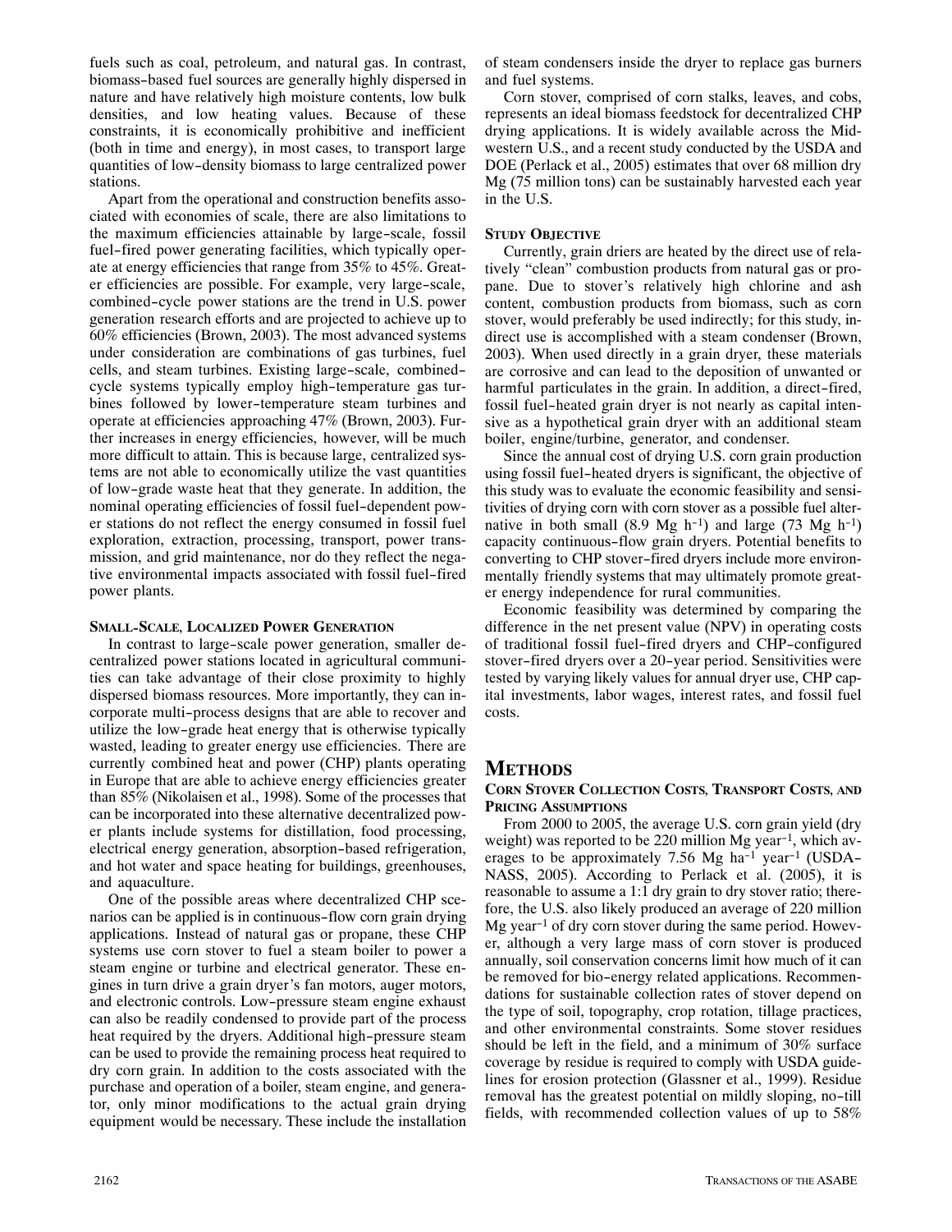fuels such as coal, petroleum, and natural gas. In contrast, biomass-based fuel sources are generally highly dispersed in nature and have relatively high moisture contents, low bulk densities, and low heating values. Because of these constraints, it is economically prohibitive and inefficient (both in time and energy), in most cases, to transport large quantities of low-density biomass to large centralized power stations.

Apart from the operational and construction benefits associated with economies of scale, there are also limitations to the maximum efficiencies attainable by large-scale, fossil fuel-fired power generating facilities, which typically operate at energy efficiencies that range from 35% to 45%. Greater efficiencies are possible. For example, very large-scale, combined-cycle power stations are the trend in U.S. power generation research efforts and are projected to achieve up to 60% efficiencies (Brown, 2003). The most advanced systems under consideration are combinations of gas turbines, fuel cells, and steam turbines. Existing large-scale, combined-cycle systems typically employ high-temperature gas turbines followed by lower-temperature steam turbines and operate at efficiencies approaching 47% (Brown, 2003). Further increases in energy efficiencies, however, will be much more difficult to attain. This is because large, centralized systems are not able to economically utilize the vast quantities of low-grade waste heat that they generate. In addition, the nominal operating efficiencies of fossil fuel-dependent power stations do not reflect the energy consumed in fossil fuel exploration, extraction, processing, transport, power transmission, and grid maintenance, nor do they reflect the negative environmental impacts associated with fossil fuel-fired power plants.

### Small-Scale, Localized Power Generation

In contrast to large-scale power generation, smaller decentralized power stations located in agricultural communities can take advantage of their close proximity to highly dispersed biomass resources. More importantly, they can incorporate multi-process designs that are able to recover and utilize the low-grade heat energy that is otherwise typically wasted, leading to greater energy use efficiencies. There are currently combined heat and power (CHP) plants operating in Europe that are able to achieve energy efficiencies greater than 85% (Nikolaisen et al., 1998). Some of the processes that can be incorporated into these alternative decentralized power plants include systems for distillation, food processing, electrical energy generation, absorption-based refrigeration, and hot water and space heating for buildings, greenhouses, and aquaculture.

One of the possible areas where decentralized CHP scenarios can be applied is in continuous-flow corn grain drying applications. Instead of natural gas or propane, these CHP systems use corn stover to fuel a steam boiler to power a steam engine or turbine and electrical generator. These engines in turn drive a grain dryer's fan motors, auger motors, and electronic controls. Low-pressure steam engine exhaust can also be readily condensed to provide part of the process heat required by the dryers. Additional high-pressure steam can be used to provide the remaining process heat required to dry corn grain. In addition to the costs associated with the purchase and operation of a boiler, steam engine, and generator, only minor modifications to the actual grain drying equipment would be necessary. These include the installation of steam condensers inside the dryer to replace gas burners and fuel systems.

Corn stover, comprised of corn stalks, leaves, and cobs, represents an ideal biomass feedstock for decentralized CHP drying applications. It is widely available across the Midwestern U.S., and a recent study conducted by the USDA and DOE (Perlack et al., 2005) estimates that over 68 million dry Mg (75 million tons) can be sustainably harvested each year in the U.S.

### Study Objective

Currently, grain driers are heated by the direct use of relatively "clean" combustion products from natural gas or propane. Due to stover's relatively high chlorine and ash content, combustion products from biomass, such as corn stover, would preferably be used indirectly; for this study, indirect use is accomplished with a steam condenser (Brown, 2003). When used directly in a grain dryer, these materials are corrosive and can lead to the deposition of unwanted or harmful particulates in the grain. In addition, a direct-fired, fossil fuel-heated grain dryer is not nearly as capital intensive as a hypothetical grain dryer with an additional steam boiler, engine/turbine, generator, and condenser.

Since the annual cost of drying U.S. corn grain production using fossil fuel-heated dryers is significant, the objective of this study was to evaluate the economic feasibility and sensitivities of drying corn with corn stover as a possible fuel alternative in both small (8.9 Mg $h^{-1}$) and large (73 Mg $h^{-1}$) capacity continuous-flow grain dryers. Potential benefits to converting to CHP stover-fired dryers include more environmentally friendly systems that may ultimately promote greater energy independence for rural communities.

Economic feasibility was determined by comparing the difference in the net present value (NPV) in operating costs of traditional fossil fuel-fired dryers and CHP-configured stover-fired dryers over a 20-year period. Sensitivities were tested by varying likely values for annual dryer use, CHP capital investments, labor wages, interest rates, and fossil fuel costs.

# Methods

### Corn Stover Collection Costs, Transport Costs, and Pricing Assumptions

From 2000 to 2005, the average U.S. corn grain yield (dry weight) was reported to be 220 million Mg $year^{-1}$, which averages to be approximately 7.56 Mg $ha^{-1}$ $year^{-1}$ (USDA-NASS, 2005). According to Perlack et al. (2005), it is reasonable to assume a 1:1 dry grain to dry stover ratio; therefore, the U.S. also likely produced an average of 220 million Mg $year^{-1}$ of dry corn stover during the same period. However, although a very large mass of corn stover is produced annually, soil conservation concerns limit how much of it can be removed for bio-energy related applications. Recommendations for sustainable collection rates of stover depend on the type of soil, topography, crop rotation, tillage practices, and other environmental constraints. Some stover residues should be left in the field, and a minimum of 30% surface coverage by residue is required to comply with USDA guidelines for erosion protection (Glassner et al., 1999). Residue removal has the greatest potential on mildly sloping, no-till fields, with recommended collection values of up to 58%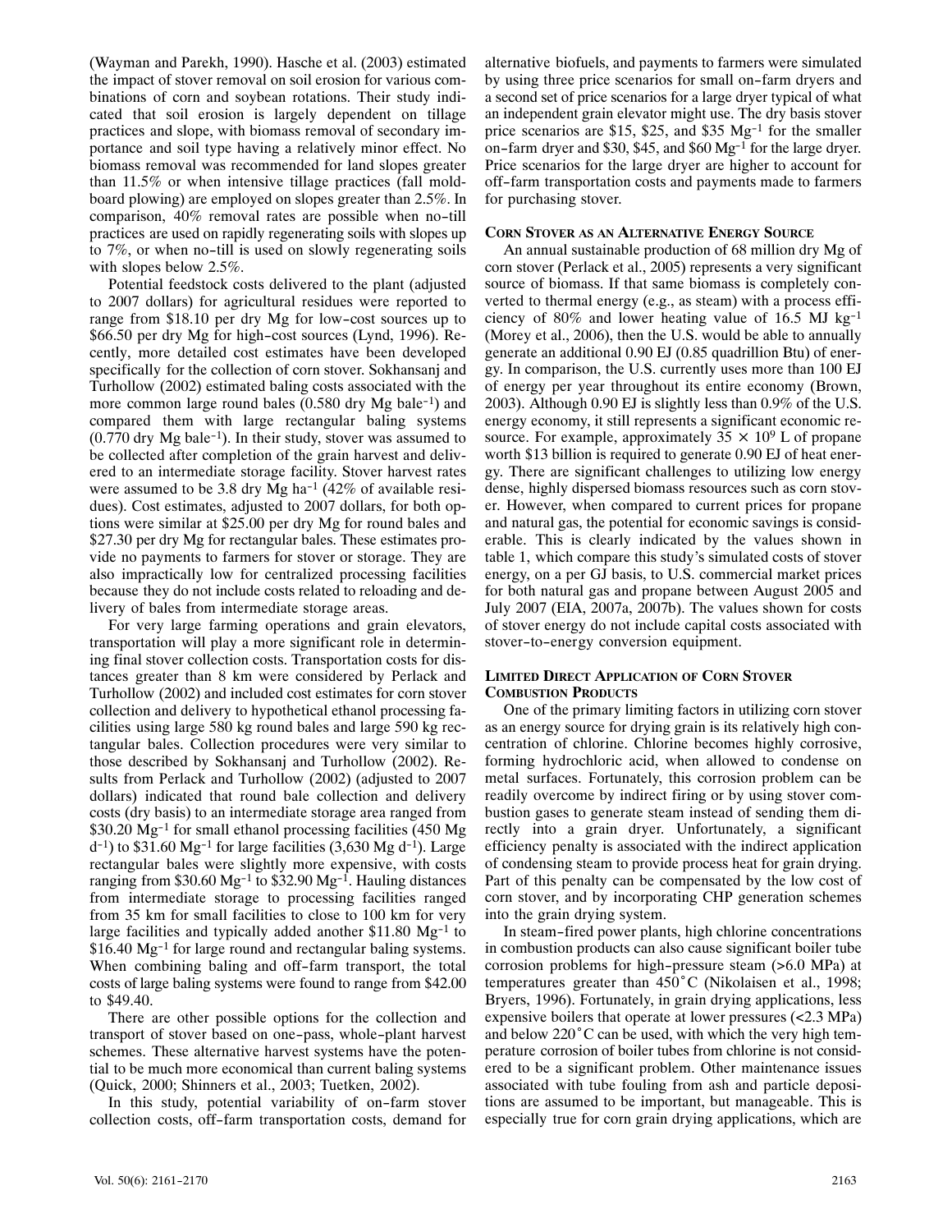(Wayman and Parekh, 1990). Hasche et al. (2003) estimated the impact of stover removal on soil erosion for various combinations of corn and soybean rotations. Their study indicated that soil erosion is largely dependent on tillage practices and slope, with biomass removal of secondary importance and soil type having a relatively minor effect. No biomass removal was recommended for land slopes greater than 11.5% or when intensive tillage practices (fall moldboard plowing) are employed on slopes greater than 2.5%. In comparison, 40% removal rates are possible when no-till practices are used on rapidly regenerating soils with slopes up to 7%, or when no-till is used on slowly regenerating soils with slopes below 2.5%.

Potential feedstock costs delivered to the plant (adjusted to 2007 dollars) for agricultural residues were reported to range from \$18.10 per dry Mg for low-cost sources up to \$66.50 per dry Mg for high-cost sources (Lynd, 1996). Recently, more detailed cost estimates have been developed specifically for the collection of corn stover. Sokhansanj and Turhollow (2002) estimated baling costs associated with the more common large round bales (0.580 dry Mg bale$^{-1}$) and compared them with large rectangular baling systems (0.770 dry Mg bale$^{-1}$). In their study, stover was assumed to be collected after completion of the grain harvest and delivered to an intermediate storage facility. Stover harvest rates were assumed to be 3.8 dry Mg ha$^{-1}$ (42% of available residues). Cost estimates, adjusted to 2007 dollars, for both options were similar at \$25.00 per dry Mg for round bales and \$27.30 per dry Mg for rectangular bales. These estimates provide no payments to farmers for stover or storage. They are also impractically low for centralized processing facilities because they do not include costs related to reloading and delivery of bales from intermediate storage areas.

For very large farming operations and grain elevators, transportation will play a more significant role in determining final stover collection costs. Transportation costs for distances greater than 8 km were considered by Perlack and Turhollow (2002) and included cost estimates for corn stover collection and delivery to hypothetical ethanol processing facilities using large 580 kg round bales and large 590 kg rectangular bales. Collection procedures were very similar to those described by Sokhansanj and Turhollow (2002). Results from Perlack and Turhollow (2002) (adjusted to 2007 dollars) indicated that round bale collection and delivery costs (dry basis) to an intermediate storage area ranged from \$30.20 Mg$^{-1}$ for small ethanol processing facilities (450 Mg d$^{-1}$) to \$31.60 Mg$^{-1}$ for large facilities (3,630 Mg d$^{-1}$). Large rectangular bales were slightly more expensive, with costs ranging from \$30.60 Mg$^{-1}$ to \$32.90 Mg$^{-1}$. Hauling distances from intermediate storage to processing facilities ranged from 35 km for small facilities to close to 100 km for very large facilities and typically added another \$11.80 Mg$^{-1}$ to \$16.40 Mg$^{-1}$ for large round and rectangular baling systems. When combining baling and off-farm transport, the total costs of large baling systems were found to range from \$42.00 to \$49.40.

There are other possible options for the collection and transport of stover based on one-pass, whole-plant harvest schemes. These alternative harvest systems have the potential to be much more economical than current baling systems (Quick, 2000; Shinners et al., 2003; Tuetken, 2002).

In this study, potential variability of on-farm stover collection costs, off-farm transportation costs, demand for alternative biofuels, and payments to farmers were simulated by using three price scenarios for small on-farm dryers and a second set of price scenarios for a large dryer typical of what an independent grain elevator might use. The dry basis stover price scenarios are \$15, \$25, and \$35 Mg$^{-1}$ for the smaller on-farm dryer and \$30, \$45, and \$60 Mg$^{-1}$ for the large dryer. Price scenarios for the large dryer are higher to account for off-farm transportation costs and payments made to farmers for purchasing stover.

## Corn Stover as an Alternative Energy Source

An annual sustainable production of 68 million dry Mg of corn stover (Perlack et al., 2005) represents a very significant source of biomass. If that same biomass is completely converted to thermal energy (e.g., as steam) with a process efficiency of 80% and lower heating value of 16.5 MJ kg$^{-1}$ (Morey et al., 2006), then the U.S. would be able to annually generate an additional 0.90 EJ (0.85 quadrillion Btu) of energy. In comparison, the U.S. currently uses more than 100 EJ of energy per year throughout its entire economy (Brown, 2003). Although 0.90 EJ is slightly less than 0.9% of the U.S. energy economy, it still represents a significant economic resource. For example, approximately $35 \times 10^9$ L of propane worth \$13 billion is required to generate 0.90 EJ of heat energy. There are significant challenges to utilizing low energy dense, highly dispersed biomass resources such as corn stover. However, when compared to current prices for propane and natural gas, the potential for economic savings is considerable. This is clearly indicated by the values shown in table 1, which compare this study's simulated costs of stover energy, on a per GJ basis, to U.S. commercial market prices for both natural gas and propane between August 2005 and July 2007 (EIA, 2007a, 2007b). The values shown for costs of stover energy do not include capital costs associated with stover-to-energy conversion equipment.

## Limited Direct Application of Corn Stover Combustion Products

One of the primary limiting factors in utilizing corn stover as an energy source for drying grain is its relatively high concentration of chlorine. Chlorine becomes highly corrosive, forming hydrochloric acid, when allowed to condense on metal surfaces. Fortunately, this corrosion problem can be readily overcome by indirect firing or by using stover combustion gases to generate steam instead of sending them directly into a grain dryer. Unfortunately, a significant efficiency penalty is associated with the indirect application of condensing steam to provide process heat for grain drying. Part of this penalty can be compensated by the low cost of corn stover, and by incorporating CHP generation schemes into the grain drying system.

In steam-fired power plants, high chlorine concentrations in combustion products can also cause significant boiler tube corrosion problems for high-pressure steam (>6.0 MPa) at temperatures greater than 450°C (Nikolaisen et al., 1998; Bryers, 1996). Fortunately, in grain drying applications, less expensive boilers that operate at lower pressures (<2.3 MPa) and below 220°C can be used, with which the very high temperature corrosion of boiler tubes from chlorine is not considered to be a significant problem. Other maintenance issues associated with tube fouling from ash and particle depositions are assumed to be important, but manageable. This is especially true for corn grain drying applications, which are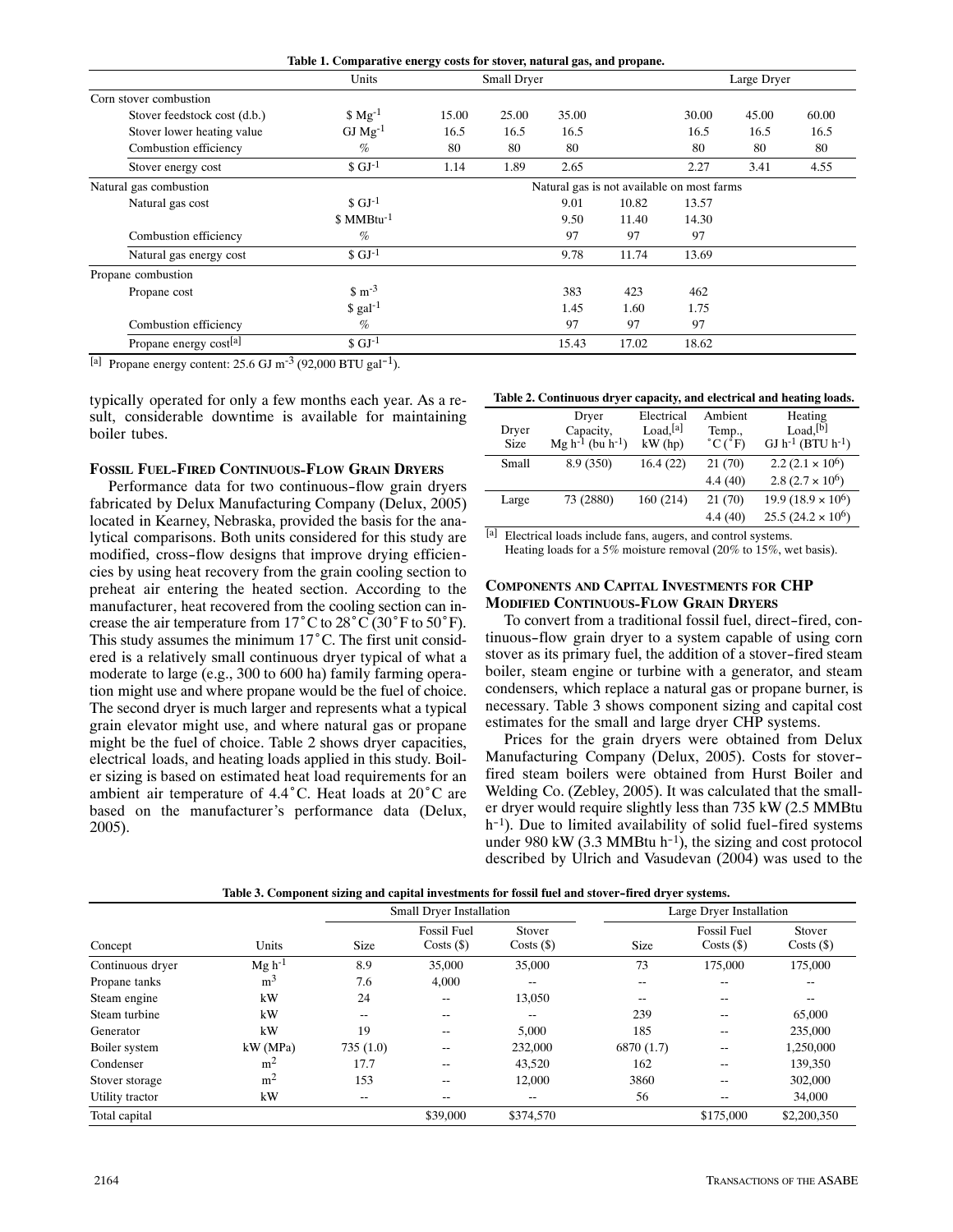**Table 1. Comparative energy costs for stover, natural gas, and propane.**

| | Units | Small Dryer | | | Large Dryer | | |
|---|---|---|---|---|---|---|---|
| Corn stover combustion | | | | | | | |
| Stover feedstock cost (d.b.) | $ $Mg^{-1}$ | 15.00 | 25.00 | 35.00 | 30.00 | 45.00 | 60.00 |
| Stover lower heating value | GJ $Mg^{-1}$ | 16.5 | 16.5 | 16.5 | 16.5 | 16.5 | 16.5 |
| Combustion efficiency | % | 80 | 80 | 80 | 80 | 80 | 80 |
| Stover energy cost | $ $GJ^{-1}$ | 1.14 | 1.89 | 2.65 | 2.27 | 3.41 | 4.55 |
| Natural gas combustion | | Natural gas is not available on most farms | | | | | |
| Natural gas cost | $ $GJ^{-1}$ | | | 9.01 | 10.82 | 13.57 | |
| | $ $MMBtu^{-1}$ | | | 9.50 | 11.40 | 14.30 | |
| Combustion efficiency | % | | | 97 | 97 | 97 | |
| Natural gas energy cost | $ $GJ^{-1}$ | | | 9.78 | 11.74 | 13.69 | |
| Propane combustion | | | | | | | |
| Propane cost | $ $m^{-3}$ | | | 383 | 423 | 462 | |
| | $ $gal^{-1}$ | | | 1.45 | 1.60 | 1.75 | |
| Combustion efficiency | % | | | 97 | 97 | 97 | |
| Propane energy cost[a] | $ $GJ^{-1}$ | | | 15.43 | 17.02 | 18.62 | |

[a] Propane energy content: 25.6 GJ $m^{-3}$ (92,000 BTU $gal^{-1}$).

typically operated for only a few months each year. As a result, considerable downtime is available for maintaining boiler tubes.

### Fossil Fuel-Fired Continuous-Flow Grain Dryers

Performance data for two continuous-flow grain dryers fabricated by Delux Manufacturing Company (Delux, 2005) located in Kearney, Nebraska, provided the basis for the analytical comparisons. Both units considered for this study are modified, cross-flow designs that improve drying efficiencies by using heat recovery from the grain cooling section to preheat air entering the heated section. According to the manufacturer, heat recovered from the cooling section can increase the air temperature from 17°C to 28°C (30°F to 50°F). This study assumes the minimum 17°C. The first unit considered is a relatively small continuous dryer typical of what a moderate to large (e.g., 300 to 600 ha) family farming operation might use and where propane would be the fuel of choice. The second dryer is much larger and represents what a typical grain elevator might use, and where natural gas or propane might be the fuel of choice. Table 2 shows dryer capacities, electrical loads, and heating loads applied in this study. Boiler sizing is based on estimated heat load requirements for an ambient air temperature of 4.4°C. Heat loads at 20°C are based on the manufacturer's performance data (Delux, 2005).

**Table 2. Continuous dryer capacity, and electrical and heating loads.**

| Dryer Size | Dryer Capacity, $Mg\ h^{-1}$ ($bu\ h^{-1}$) | Electrical Load,[a] kW (hp) | Ambient Temp., °C (°F) | Heating Load,[b] $GJ\ h^{-1}$ ($BTU\ h^{-1}$) |
|---|---|---|---|---|
| Small | 8.9 (350) | 16.4 (22) | 21 (70) | 2.2 ($2.1 \times 10^6$) |
| | | | 4.4 (40) | 2.8 ($2.7 \times 10^6$) |
| Large | 73 (2880) | 160 (214) | 21 (70) | 19.9 ($18.9 \times 10^6$) |
| | | | 4.4 (40) | 25.5 ($24.2 \times 10^6$) |

[a] Electrical loads include fans, augers, and control systems.
Heating loads for a 5% moisture removal (20% to 15%, wet basis).

### Components and Capital Investments for CHP Modified Continuous-Flow Grain Dryers

To convert from a traditional fossil fuel, direct-fired, continuous-flow grain dryer to a system capable of using corn stover as its primary fuel, the addition of a stover-fired steam boiler, steam engine or turbine with a generator, and steam condensers, which replace a natural gas or propane burner, is necessary. Table 3 shows component sizing and capital cost estimates for the small and large dryer CHP systems.

Prices for the grain dryers were obtained from Delux Manufacturing Company (Delux, 2005). Costs for stover-fired steam boilers were obtained from Hurst Boiler and Welding Co. (Zebley, 2005). It was calculated that the smaller dryer would require slightly less than 735 kW (2.5 MMBtu $h^{-1}$). Due to limited availability of solid fuel-fired systems under 980 kW (3.3 MMBtu $h^{-1}$), the sizing and cost protocol described by Ulrich and Vasudevan (2004) was used to the

**Table 3. Component sizing and capital investments for fossil fuel and stover-fired dryer systems.**

| | | Small Dryer Installation | | | Large Dryer Installation | | |
|---|---|---|---|---|---|---|---|
| Concept | Units | Size | Fossil Fuel Costs ($) | Stover Costs ($) | Size | Fossil Fuel Costs ($) | Stover Costs ($) |
| Continuous dryer | $Mg\ h^{-1}$ | 8.9 | 35,000 | 35,000 | 73 | 175,000 | 175,000 |
| Propane tanks | $m^3$ | 7.6 | 4,000 | -- | -- | -- | -- |
| Steam engine | kW | 24 | -- | 13,050 | -- | -- | -- |
| Steam turbine | kW | -- | -- | -- | 239 | -- | 65,000 |
| Generator | kW | 19 | -- | 5,000 | 185 | -- | 235,000 |
| Boiler system | kW (MPa) | 735 (1.0) | -- | 232,000 | 6870 (1.7) | -- | 1,250,000 |
| Condenser | $m^2$ | 17.7 | -- | 43,520 | 162 | -- | 139,350 |
| Stover storage | $m^2$ | 153 | -- | 12,000 | 3860 | -- | 302,000 |
| Utility tractor | kW | -- | -- | -- | 56 | -- | 34,000 |
| Total capital | | | $39,000 | $374,570 | | $175,000 | $2,200,350 |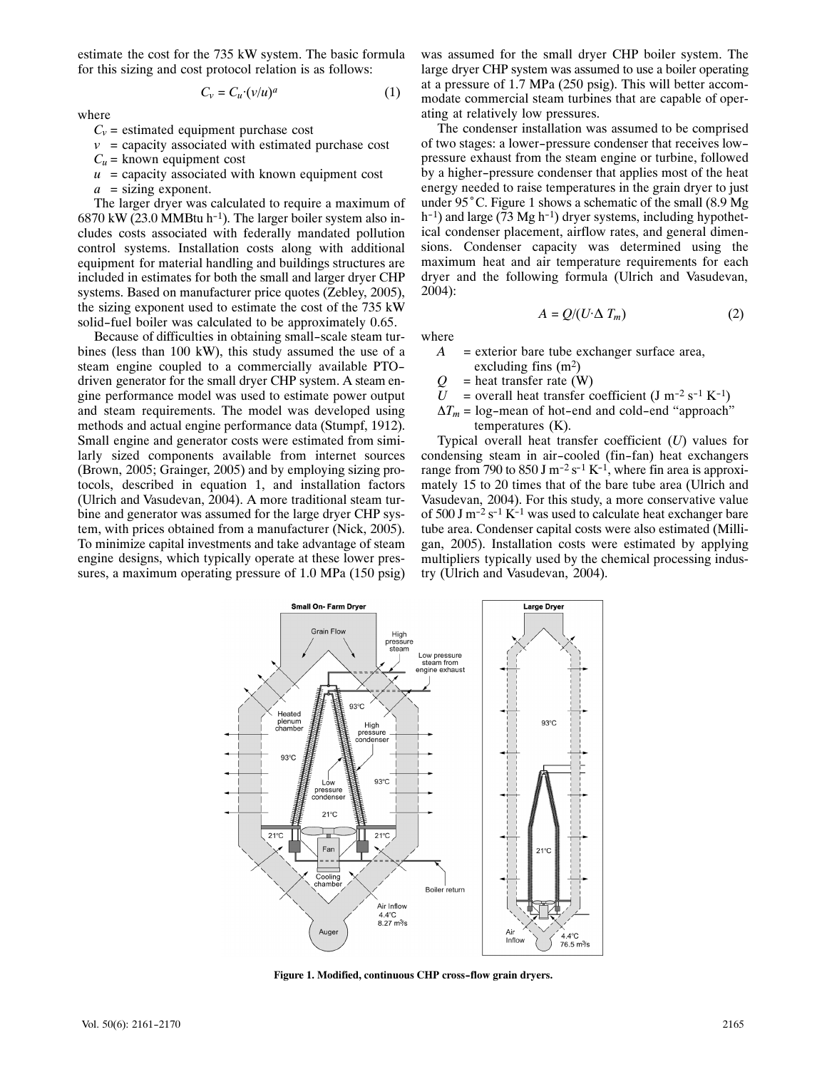estimate the cost for the 735 kW system. The basic formula for this sizing and cost protocol relation is as follows:

$$C_v = C_u \cdot (v/u)^a \tag{1}$$

where

$C_v$ = estimated equipment purchase cost

$v$ = capacity associated with estimated purchase cost

$C_u$ = known equipment cost

$u$ = capacity associated with known equipment cost

$a$ = sizing exponent.

The larger dryer was calculated to require a maximum of 6870 kW (23.0 MMBtu h$^{-1}$). The larger boiler system also includes costs associated with federally mandated pollution control systems. Installation costs along with additional equipment for material handling and buildings structures are included in estimates for both the small and larger dryer CHP systems. Based on manufacturer price quotes (Zebley, 2005), the sizing exponent used to estimate the cost of the 735 kW solid-fuel boiler was calculated to be approximately 0.65.

Because of difficulties in obtaining small-scale steam turbines (less than 100 kW), this study assumed the use of a steam engine coupled to a commercially available PTO-driven generator for the small dryer CHP system. A steam engine performance model was used to estimate power output and steam requirements. The model was developed using methods and actual engine performance data (Stumpf, 1912). Small engine and generator costs were estimated from similarly sized components available from internet sources (Brown, 2005; Grainger, 2005) and by employing sizing protocols, described in equation 1, and installation factors (Ulrich and Vasudevan, 2004). A more traditional steam turbine and generator was assumed for the large dryer CHP system, with prices obtained from a manufacturer (Nick, 2005). To minimize capital investments and take advantage of steam engine designs, which typically operate at these lower pressures, a maximum operating pressure of 1.0 MPa (150 psig) was assumed for the small dryer CHP boiler system. The large dryer CHP system was assumed to use a boiler operating at a pressure of 1.7 MPa (250 psig). This will better accommodate commercial steam turbines that are capable of operating at relatively low pressures.

The condenser installation was assumed to be comprised of two stages: a lower-pressure condenser that receives low-pressure exhaust from the steam engine or turbine, followed by a higher-pressure condenser that applies most of the heat energy needed to raise temperatures in the grain dryer to just under 95°C. Figure 1 shows a schematic of the small (8.9 Mg h$^{-1}$) and large (73 Mg h$^{-1}$) dryer systems, including hypothetical condenser placement, airflow rates, and general dimensions. Condenser capacity was determined using the maximum heat and air temperature requirements for each dryer and the following formula (Ulrich and Vasudevan, 2004):

$$A = Q/(U \cdot \Delta T_m) \tag{2}$$

where

$A$ = exterior bare tube exchanger surface area, excluding fins (m$^2$)

$Q$ = heat transfer rate (W)

$U$ = overall heat transfer coefficient (J m$^{-2}$ s$^{-1}$ K$^{-1}$)

$\Delta T_m$ = log-mean of hot-end and cold-end "approach" temperatures (K).

Typical overall heat transfer coefficient ($U$) values for condensing steam in air-cooled (fin-fan) heat exchangers range from 790 to 850 J m$^{-2}$ s$^{-1}$ K$^{-1}$, where fin area is approximately 15 to 20 times that of the bare tube area (Ulrich and Vasudevan, 2004). For this study, a more conservative value of 500 J m$^{-2}$ s$^{-1}$ K$^{-1}$ was used to calculate heat exchanger bare tube area. Condenser capital costs were also estimated (Milligan, 2005). Installation costs were estimated by applying multipliers typically used by the chemical processing industry (Ulrich and Vasudevan, 2004).

**Figure 1. Modified, continuous CHP cross-flow grain dryers.**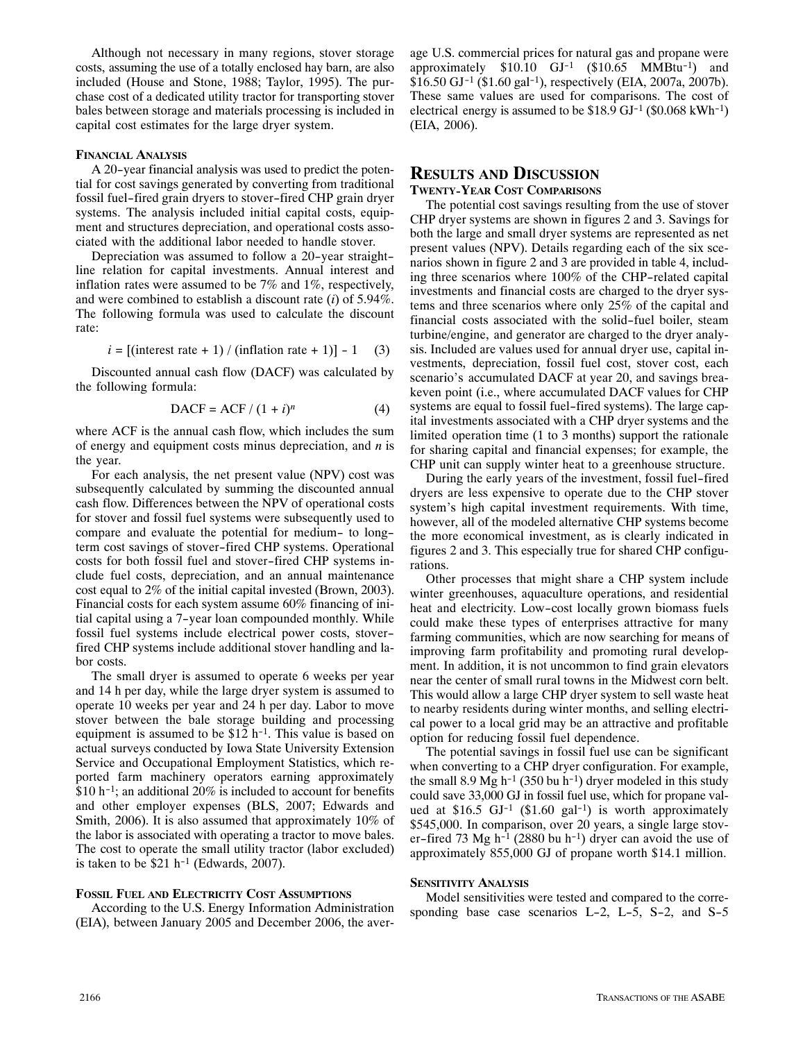Although not necessary in many regions, stover storage costs, assuming the use of a totally enclosed hay barn, are also included (House and Stone, 1988; Taylor, 1995). The purchase cost of a dedicated utility tractor for transporting stover bales between storage and materials processing is included in capital cost estimates for the large dryer system.

### Financial Analysis

A 20-year financial analysis was used to predict the potential for cost savings generated by converting from traditional fossil fuel-fired grain dryers to stover-fired CHP grain dryer systems. The analysis included initial capital costs, equipment and structures depreciation, and operational costs associated with the additional labor needed to handle stover.

Depreciation was assumed to follow a 20-year straight-line relation for capital investments. Annual interest and inflation rates were assumed to be 7% and 1%, respectively, and were combined to establish a discount rate ($i$) of 5.94%. The following formula was used to calculate the discount rate:

$$i = [(\text{interest rate} + 1) / (\text{inflation rate} + 1)] - 1 \quad (3)$$

Discounted annual cash flow (DACF) was calculated by the following formula:

$$\text{DACF} = \text{ACF} / (1 + i)^n \quad (4)$$

where ACF is the annual cash flow, which includes the sum of energy and equipment costs minus depreciation, and $n$ is the year.

For each analysis, the net present value (NPV) cost was subsequently calculated by summing the discounted annual cash flow. Differences between the NPV of operational costs for stover and fossil fuel systems were subsequently used to compare and evaluate the potential for medium- to long-term cost savings of stover-fired CHP systems. Operational costs for both fossil fuel and stover-fired CHP systems include fuel costs, depreciation, and an annual maintenance cost equal to 2% of the initial capital invested (Brown, 2003). Financial costs for each system assume 60% financing of initial capital using a 7-year loan compounded monthly. While fossil fuel systems include electrical power costs, stover-fired CHP systems include additional stover handling and labor costs.

The small dryer is assumed to operate 6 weeks per year and 14 h per day, while the large dryer system is assumed to operate 10 weeks per year and 24 h per day. Labor to move stover between the bale storage building and processing equipment is assumed to be \$12 h$^{-1}$. This value is based on actual surveys conducted by Iowa State University Extension Service and Occupational Employment Statistics, which reported farm machinery operators earning approximately \$10 h$^{-1}$; an additional 20% is included to account for benefits and other employer expenses (BLS, 2007; Edwards and Smith, 2006). It is also assumed that approximately 10% of the labor is associated with operating a tractor to move bales. The cost to operate the small utility tractor (labor excluded) is taken to be \$21 h$^{-1}$ (Edwards, 2007).

### Fossil Fuel and Electricity Cost Assumptions

According to the U.S. Energy Information Administration (EIA), between January 2005 and December 2006, the average U.S. commercial prices for natural gas and propane were approximately \$10.10 GJ$^{-1}$ (\$10.65 MMBtu$^{-1}$) and \$16.50 GJ$^{-1}$ (\$1.60 gal$^{-1}$), respectively (EIA, 2007a, 2007b). These same values are used for comparisons. The cost of electrical energy is assumed to be \$18.9 GJ$^{-1}$ (\$0.068 kWh$^{-1}$) (EIA, 2006).

## Results and Discussion

### Twenty-Year Cost Comparisons

The potential cost savings resulting from the use of stover CHP dryer systems are shown in figures 2 and 3. Savings for both the large and small dryer systems are represented as net present values (NPV). Details regarding each of the six scenarios shown in figure 2 and 3 are provided in table 4, including three scenarios where 100% of the CHP-related capital investments and financial costs are charged to the dryer systems and three scenarios where only 25% of the capital and financial costs associated with the solid-fuel boiler, steam turbine/engine, and generator are charged to the dryer analysis. Included are values used for annual dryer use, capital investments, depreciation, fossil fuel cost, stover cost, each scenario's accumulated DACF at year 20, and savings breakeven point (i.e., where accumulated DACF values for CHP systems are equal to fossil fuel-fired systems). The large capital investments associated with a CHP dryer systems and the limited operation time (1 to 3 months) support the rationale for sharing capital and financial expenses; for example, the CHP unit can supply winter heat to a greenhouse structure.

During the early years of the investment, fossil fuel-fired dryers are less expensive to operate due to the CHP stover system's high capital investment requirements. With time, however, all of the modeled alternative CHP systems become the more economical investment, as is clearly indicated in figures 2 and 3. This especially true for shared CHP configurations.

Other processes that might share a CHP system include winter greenhouses, aquaculture operations, and residential heat and electricity. Low-cost locally grown biomass fuels could make these types of enterprises attractive for many farming communities, which are now searching for means of improving farm profitability and promoting rural development. In addition, it is not uncommon to find grain elevators near the center of small rural towns in the Midwest corn belt. This would allow a large CHP dryer system to sell waste heat to nearby residents during winter months, and selling electrical power to a local grid may be an attractive and profitable option for reducing fossil fuel dependence.

The potential savings in fossil fuel use can be significant when converting to a CHP dryer configuration. For example, the small 8.9 Mg h$^{-1}$ (350 bu h$^{-1}$) dryer modeled in this study could save 33,000 GJ in fossil fuel use, which for propane valued at \$16.5 GJ$^{-1}$ (\$1.60 gal$^{-1}$) is worth approximately \$545,000. In comparison, over 20 years, a single large stover-fired 73 Mg h$^{-1}$ (2880 bu h$^{-1}$) dryer can avoid the use of approximately 855,000 GJ of propane worth \$14.1 million.

### Sensitivity Analysis

Model sensitivities were tested and compared to the corresponding base case scenarios L-2, L-5, S-2, and S-5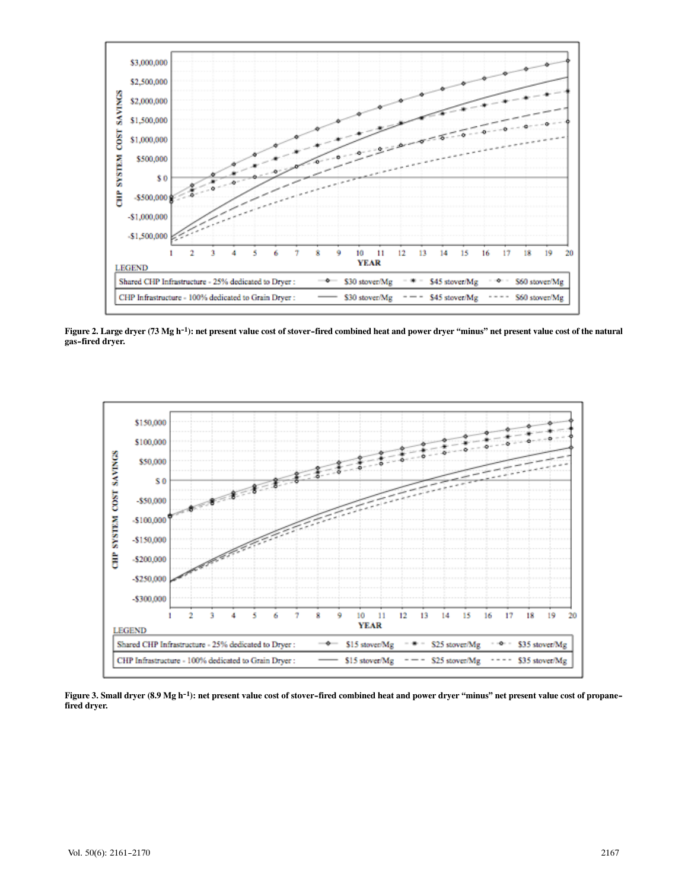Figure 2. Large dryer (73 Mg $h^{-1}$): net present value cost of stover-fired combined heat and power dryer "minus" net present value cost of the natural gas-fired dryer.

Figure 3. Small dryer (8.9 Mg $h^{-1}$): net present value cost of stover-fired combined heat and power dryer "minus" net present value cost of propane-fired dryer.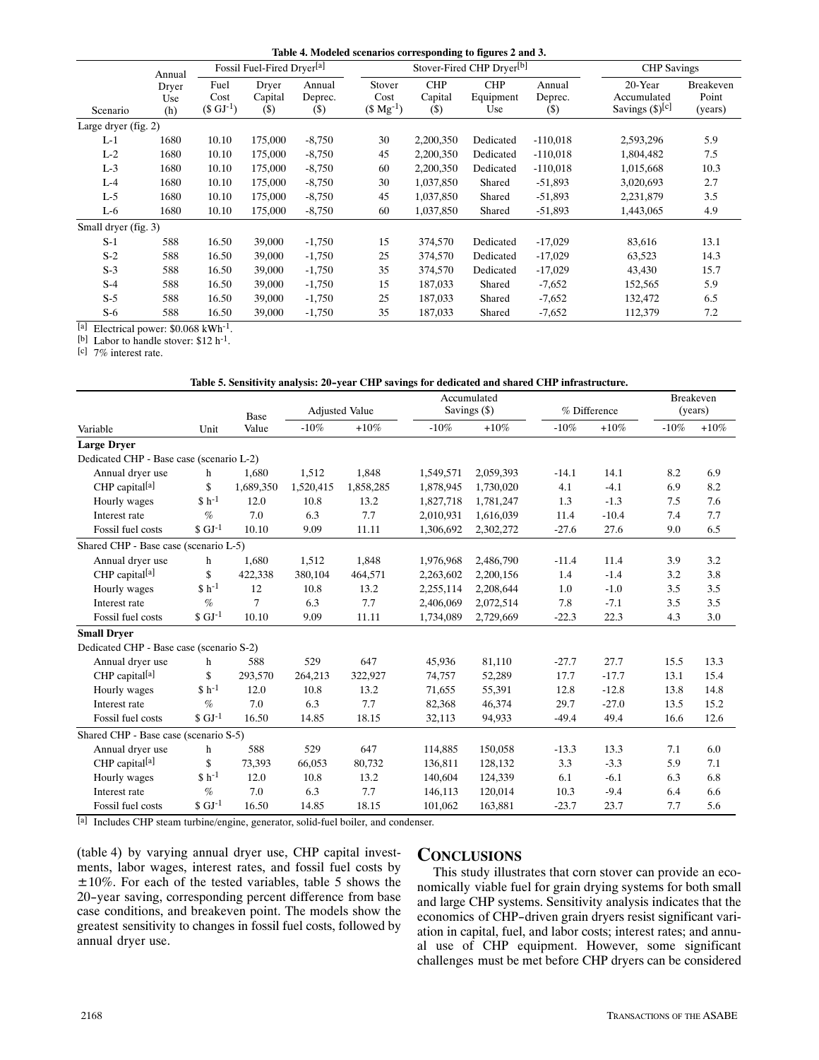**Table 4. Modeled scenarios corresponding to figures 2 and 3.**

| Scenario | Annual Dryer Use (h) | Fossil Fuel-Fired Dryer[a] | | | Stover-Fired CHP Dryer[b] | | | | CHP Savings | |
|---|---|---|---|---|---|---|---|---|---|---|
| | | Fuel Cost ($ GJ$^{-1}$) | Dryer Capital ($) | Annual Deprec. ($) | Stover Cost ($ Mg$^{-1}$) | CHP Capital ($) | CHP Equipment Use | Annual Deprec. ($) | 20-Year Accumulated Savings ($)[c] | Breakeven Point (years) |
| Large dryer (fig. 2) | | | | | | | | | | |
| L-1 | 1680 | 10.10 | 175,000 | -8,750 | 30 | 2,200,350 | Dedicated | -110,018 | 2,593,296 | 5.9 |
| L-2 | 1680 | 10.10 | 175,000 | -8,750 | 45 | 2,200,350 | Dedicated | -110,018 | 1,804,482 | 7.5 |
| L-3 | 1680 | 10.10 | 175,000 | -8,750 | 60 | 2,200,350 | Dedicated | -110,018 | 1,015,668 | 10.3 |
| L-4 | 1680 | 10.10 | 175,000 | -8,750 | 30 | 1,037,850 | Shared | -51,893 | 3,020,693 | 2.7 |
| L-5 | 1680 | 10.10 | 175,000 | -8,750 | 45 | 1,037,850 | Shared | -51,893 | 2,231,879 | 3.5 |
| L-6 | 1680 | 10.10 | 175,000 | -8,750 | 60 | 1,037,850 | Shared | -51,893 | 1,443,065 | 4.9 |
| Small dryer (fig. 3) | | | | | | | | | | |
| S-1 | 588 | 16.50 | 39,000 | -1,750 | 15 | 374,570 | Dedicated | -17,029 | 83,616 | 13.1 |
| S-2 | 588 | 16.50 | 39,000 | -1,750 | 25 | 374,570 | Dedicated | -17,029 | 63,523 | 14.3 |
| S-3 | 588 | 16.50 | 39,000 | -1,750 | 35 | 374,570 | Dedicated | -17,029 | 43,430 | 15.7 |
| S-4 | 588 | 16.50 | 39,000 | -1,750 | 15 | 187,033 | Shared | -7,652 | 152,565 | 5.9 |
| S-5 | 588 | 16.50 | 39,000 | -1,750 | 25 | 187,033 | Shared | -7,652 | 132,472 | 6.5 |
| S-6 | 588 | 16.50 | 39,000 | -1,750 | 35 | 187,033 | Shared | -7,652 | 112,379 | 7.2 |

[a] Electrical power: $0.068 kWh$^{-1}$.
[b] Labor to handle stover: $12 h$^{-1}$.
[c] 7% interest rate.

**Table 5. Sensitivity analysis: 20-year CHP savings for dedicated and shared CHP infrastructure.**

| Variable | Unit | Base Value | Adjusted Value | | Accumulated Savings ($) | | % Difference | | Breakeven (years) | |
|---|---|---|---|---|---|---|---|---|---|---|
| | | | -10% | +10% | -10% | +10% | -10% | +10% | -10% | +10% |
| **Large Dryer** | | | | | | | | | | |
| Dedicated CHP - Base case (scenario L-2) | | | | | | | | | | |
| Annual dryer use | h | 1,680 | 1,512 | 1,848 | 1,549,571 | 2,059,393 | -14.1 | 14.1 | 8.2 | 6.9 |
| CHP capital[a] | $ | 1,689,350 | 1,520,415 | 1,858,285 | 1,878,945 | 1,730,020 | 4.1 | -4.1 | 6.9 | 8.2 |
| Hourly wages | $ h$^{-1}$ | 12.0 | 10.8 | 13.2 | 1,827,718 | 1,781,247 | 1.3 | -1.3 | 7.5 | 7.6 |
| Interest rate | % | 7.0 | 6.3 | 7.7 | 2,010,931 | 1,616,039 | 11.4 | -10.4 | 7.4 | 7.7 |
| Fossil fuel costs | $ GJ$^{-1}$ | 10.10 | 9.09 | 11.11 | 1,306,692 | 2,302,272 | -27.6 | 27.6 | 9.0 | 6.5 |
| Shared CHP - Base case (scenario L-5) | | | | | | | | | | |
| Annual dryer use | h | 1,680 | 1,512 | 1,848 | 1,976,968 | 2,486,790 | -11.4 | 11.4 | 3.9 | 3.2 |
| CHP capital[a] | $ | 422,338 | 380,104 | 464,571 | 2,263,602 | 2,200,156 | 1.4 | -1.4 | 3.2 | 3.8 |
| Hourly wages | $ h$^{-1}$ | 12 | 10.8 | 13.2 | 2,255,114 | 2,208,644 | 1.0 | -1.0 | 3.5 | 3.5 |
| Interest rate | % | 7 | 6.3 | 7.7 | 2,406,069 | 2,072,514 | 7.8 | -7.1 | 3.5 | 3.5 |
| Fossil fuel costs | $ GJ$^{-1}$ | 10.10 | 9.09 | 11.11 | 1,734,089 | 2,729,669 | -22.3 | 22.3 | 4.3 | 3.0 |
| **Small Dryer** | | | | | | | | | | |
| Dedicated CHP - Base case (scenario S-2) | | | | | | | | | | |
| Annual dryer use | h | 588 | 529 | 647 | 45,936 | 81,110 | -27.7 | 27.7 | 15.5 | 13.3 |
| CHP capital[a] | $ | 293,570 | 264,213 | 322,927 | 74,757 | 52,289 | 17.7 | -17.7 | 13.1 | 15.4 |
| Hourly wages | $ h$^{-1}$ | 12.0 | 10.8 | 13.2 | 71,655 | 55,391 | 12.8 | -12.8 | 13.8 | 14.8 |
| Interest rate | % | 7.0 | 6.3 | 7.7 | 82,368 | 46,374 | 29.7 | -27.0 | 13.5 | 15.2 |
| Fossil fuel costs | $ GJ$^{-1}$ | 16.50 | 14.85 | 18.15 | 32,113 | 94,933 | -49.4 | 49.4 | 16.6 | 12.6 |
| Shared CHP - Base case (scenario S-5) | | | | | | | | | | |
| Annual dryer use | h | 588 | 529 | 647 | 114,885 | 150,058 | -13.3 | 13.3 | 7.1 | 6.0 |
| CHP capital[a] | $ | 73,393 | 66,053 | 80,732 | 136,811 | 128,132 | 3.3 | -3.3 | 5.9 | 7.1 |
| Hourly wages | $ h$^{-1}$ | 12.0 | 10.8 | 13.2 | 140,604 | 124,339 | 6.1 | -6.1 | 6.3 | 6.8 |
| Interest rate | % | 7.0 | 6.3 | 7.7 | 146,113 | 120,014 | 10.3 | -9.4 | 6.4 | 6.6 |
| Fossil fuel costs | $ GJ$^{-1}$ | 16.50 | 14.85 | 18.15 | 101,062 | 163,881 | -23.7 | 23.7 | 7.7 | 5.6 |

[a] Includes CHP steam turbine/engine, generator, solid-fuel boiler, and condenser.

(table 4) by varying annual dryer use, CHP capital investments, labor wages, interest rates, and fossil fuel costs by ±10%. For each of the tested variables, table 5 shows the 20-year saving, corresponding percent difference from base case conditions, and breakeven point. The models show the greatest sensitivity to changes in fossil fuel costs, followed by annual dryer use.

## Conclusions

This study illustrates that corn stover can provide an economically viable fuel for grain drying systems for both small and large CHP systems. Sensitivity analysis indicates that the economics of CHP-driven grain dryers resist significant variation in capital, fuel, and labor costs; interest rates; and annual use of CHP equipment. However, some significant challenges must be met before CHP dryers can be considered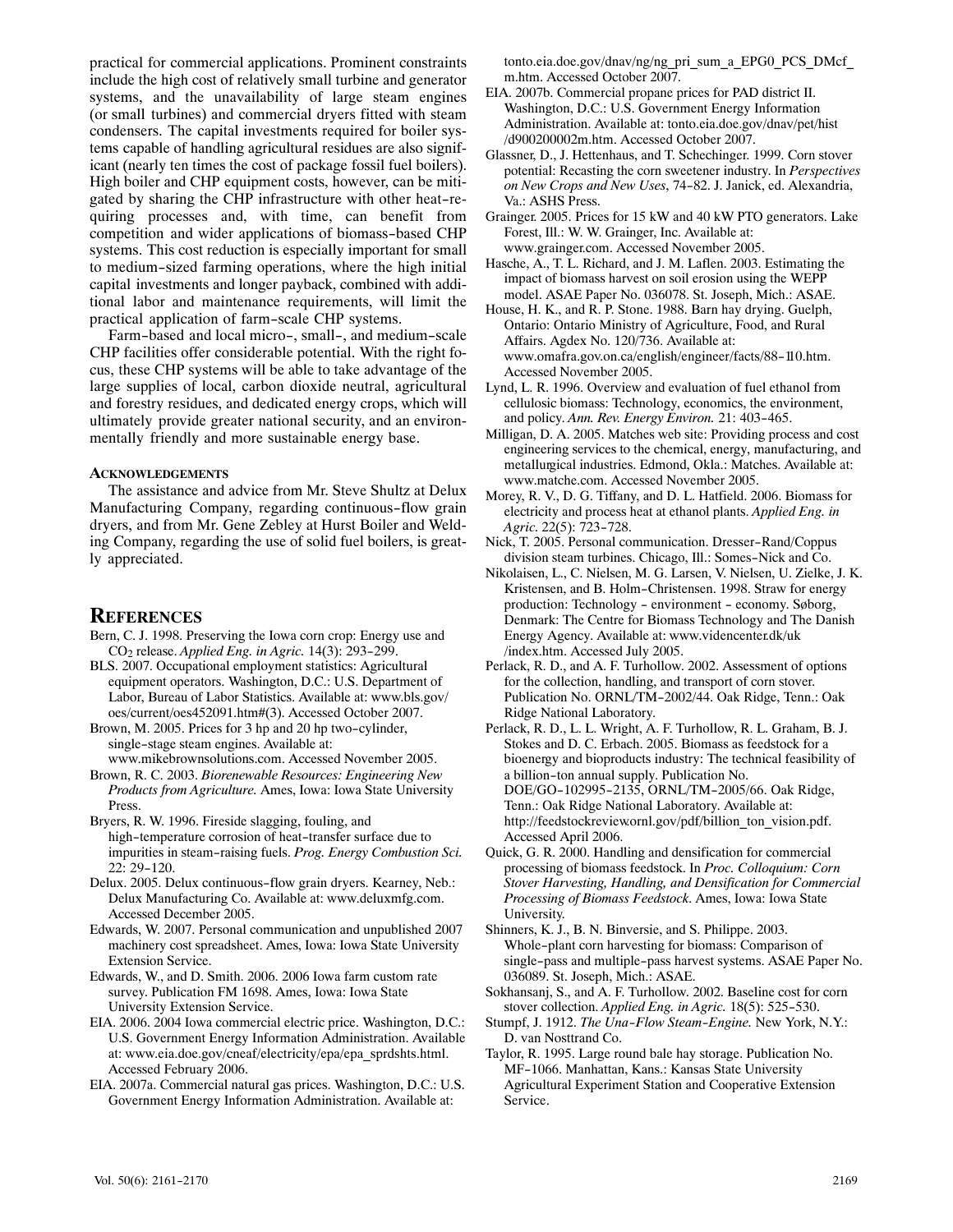practical for commercial applications. Prominent constraints include the high cost of relatively small turbine and generator systems, and the unavailability of large steam engines (or small turbines) and commercial dryers fitted with steam condensers. The capital investments required for boiler systems capable of handling agricultural residues are also significant (nearly ten times the cost of package fossil fuel boilers). High boiler and CHP equipment costs, however, can be mitigated by sharing the CHP infrastructure with other heat-requiring processes and, with time, can benefit from competition and wider applications of biomass-based CHP systems. This cost reduction is especially important for small to medium-sized farming operations, where the high initial capital investments and longer payback, combined with additional labor and maintenance requirements, will limit the practical application of farm-scale CHP systems.

Farm-based and local micro-, small-, and medium-scale CHP facilities offer considerable potential. With the right focus, these CHP systems will be able to take advantage of the large supplies of local, carbon dioxide neutral, agricultural and forestry residues, and dedicated energy crops, which will ultimately provide greater national security, and an environmentally friendly and more sustainable energy base.

### Acknowledgements

The assistance and advice from Mr. Steve Shultz at Delux Manufacturing Company, regarding continuous-flow grain dryers, and from Mr. Gene Zebley at Hurst Boiler and Welding Company, regarding the use of solid fuel boilers, is greatly appreciated.

## References

Bern, C. J. 1998. Preserving the Iowa corn crop: Energy use and $CO_2$ release. *Applied Eng. in Agric.* 14(3): 293-299.

BLS. 2007. Occupational employment statistics: Agricultural equipment operators. Washington, D.C.: U.S. Department of Labor, Bureau of Labor Statistics. Available at: www.bls.gov/oes/current/oes452091.htm#(3). Accessed October 2007.

Brown, M. 2005. Prices for 3 hp and 20 hp two-cylinder, single-stage steam engines. Available at: www.mikebrownsolutions.com. Accessed November 2005.

Brown, R. C. 2003. *Biorenewable Resources: Engineering New Products from Agriculture.* Ames, Iowa: Iowa State University Press.

Bryers, R. W. 1996. Fireside slagging, fouling, and high-temperature corrosion of heat-transfer surface due to impurities in steam-raising fuels. *Prog. Energy Combustion Sci.* 22: 29-120.

Delux. 2005. Delux continuous-flow grain dryers. Kearney, Neb.: Delux Manufacturing Co. Available at: www.deluxmfg.com. Accessed December 2005.

Edwards, W. 2007. Personal communication and unpublished 2007 machinery cost spreadsheet. Ames, Iowa: Iowa State University Extension Service.

Edwards, W., and D. Smith. 2006. 2006 Iowa farm custom rate survey. Publication FM 1698. Ames, Iowa: Iowa State University Extension Service.

EIA. 2006. 2004 Iowa commercial electric price. Washington, D.C.: U.S. Government Energy Information Administration. Available at: www.eia.doe.gov/cneaf/electricity/epa/epa_sprdshts.html. Accessed February 2006.

EIA. 2007a. Commercial natural gas prices. Washington, D.C.: U.S. Government Energy Information Administration. Available at: tonto.eia.doe.gov/dnav/ng/ng_pri_sum_a_EPG0_PCS_DMcf_m.htm. Accessed October 2007.

EIA. 2007b. Commercial propane prices for PAD district II. Washington, D.C.: U.S. Government Energy Information Administration. Available at: tonto.eia.doe.gov/dnav/pet/hist/d900200002m.htm. Accessed October 2007.

Glassner, D., J. Hettenhaus, and T. Schechinger. 1999. Corn stover potential: Recasting the corn sweetener industry. In *Perspectives on New Crops and New Uses*, 74-82. J. Janick, ed. Alexandria, Va.: ASHS Press.

Grainger. 2005. Prices for 15 kW and 40 kW PTO generators. Lake Forest, Ill.: W. W. Grainger, Inc. Available at: www.grainger.com. Accessed November 2005.

Hasche, A., T. L. Richard, and J. M. Laflen. 2003. Estimating the impact of biomass harvest on soil erosion using the WEPP model. ASAE Paper No. 036078. St. Joseph, Mich.: ASAE.

House, H. K., and R. P. Stone. 1988. Barn hay drying. Guelph, Ontario: Ontario Ministry of Agriculture, Food, and Rural Affairs. Agdex No. 120/736. Available at: www.omafra.gov.on.ca/english/engineer/facts/88-110.htm. Accessed November 2005.

Lynd, L. R. 1996. Overview and evaluation of fuel ethanol from cellulosic biomass: Technology, economics, the environment, and policy. *Ann. Rev. Energy Environ.* 21: 403-465.

Milligan, D. A. 2005. Matches web site: Providing process and cost engineering services to the chemical, energy, manufacturing, and metallurgical industries. Edmond, Okla.: Matches. Available at: www.matche.com. Accessed November 2005.

Morey, R. V., D. G. Tiffany, and D. L. Hatfield. 2006. Biomass for electricity and process heat at ethanol plants. *Applied Eng. in Agric.* 22(5): 723-728.

Nick, T. 2005. Personal communication. Dresser-Rand/Coppus division steam turbines. Chicago, Ill.: Somes-Nick and Co.

Nikolaisen, L., C. Nielsen, M. G. Larsen, V. Nielsen, U. Zielke, J. K. Kristensen, and B. Holm-Christensen. 1998. Straw for energy production: Technology - environment - economy. Søborg, Denmark: The Centre for Biomass Technology and The Danish Energy Agency. Available at: www.videncenter.dk/uk/index.htm. Accessed July 2005.

Perlack, R. D., and A. F. Turhollow. 2002. Assessment of options for the collection, handling, and transport of corn stover. Publication No. ORNL/TM-2002/44. Oak Ridge, Tenn.: Oak Ridge National Laboratory.

Perlack, R. D., L. L. Wright, A. F. Turhollow, R. L. Graham, B. J. Stokes and D. C. Erbach. 2005. Biomass as feedstock for a bioenergy and bioproducts industry: The technical feasibility of a billion-ton annual supply. Publication No. DOE/GO-102995-2135, ORNL/TM-2005/66. Oak Ridge, Tenn.: Oak Ridge National Laboratory. Available at: http://feedstockreview.ornl.gov/pdf/billion_ton_vision.pdf. Accessed April 2006.

Quick, G. R. 2000. Handling and densification for commercial processing of biomass feedstock. In *Proc. Colloquium: Corn Stover Harvesting, Handling, and Densification for Commercial Processing of Biomass Feedstock.* Ames, Iowa: Iowa State University.

Shinners, K. J., B. N. Binversie, and S. Philippe. 2003. Whole-plant corn harvesting for biomass: Comparison of single-pass and multiple-pass harvest systems. ASAE Paper No. 036089. St. Joseph, Mich.: ASAE.

Sokhansanj, S., and A. F. Turhollow. 2002. Baseline cost for corn stover collection. *Applied Eng. in Agric.* 18(5): 525-530.

Stumpf, J. 1912. *The Una-Flow Steam-Engine.* New York, N.Y.: D. van Nosttrand Co.

Taylor, R. 1995. Large round bale hay storage. Publication No. MF-1066. Manhattan, Kans.: Kansas State University Agricultural Experiment Station and Cooperative Extension Service.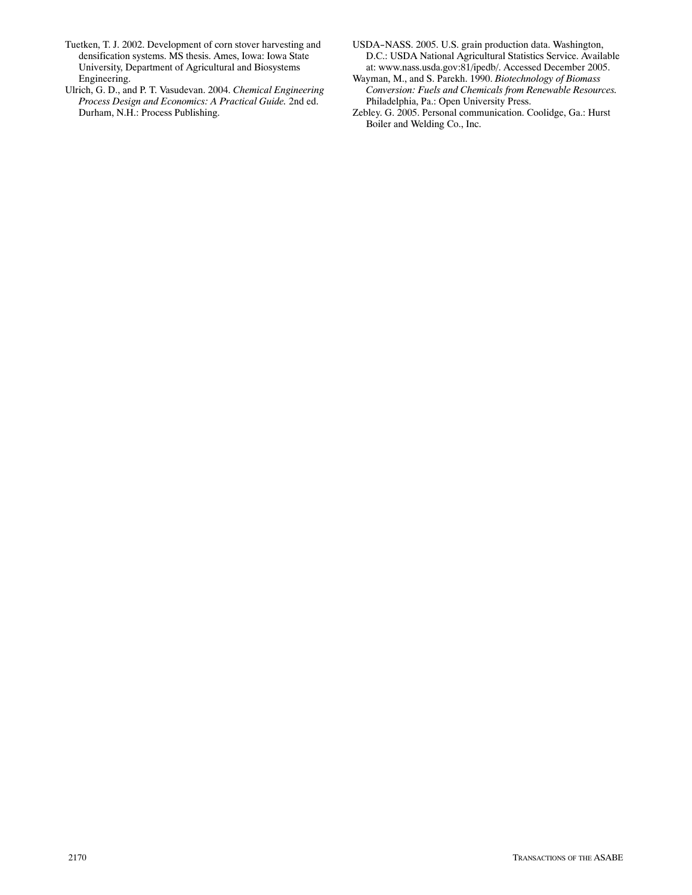Tuetken, T. J. 2002. Development of corn stover harvesting and densification systems. MS thesis. Ames, Iowa: Iowa State University, Department of Agricultural and Biosystems Engineering.

Ulrich, G. D., and P. T. Vasudevan. 2004. *Chemical Engineering Process Design and Economics: A Practical Guide.* 2nd ed. Durham, N.H.: Process Publishing.

USDA-NASS. 2005. U.S. grain production data. Washington, D.C.: USDA National Agricultural Statistics Service. Available at: www.nass.usda.gov:81/ipedb/. Accessed December 2005.

Wayman, M., and S. Parekh. 1990. *Biotechnology of Biomass Conversion: Fuels and Chemicals from Renewable Resources.* Philadelphia, Pa.: Open University Press.

Zebley. G. 2005. Personal communication. Coolidge, Ga.: Hurst Boiler and Welding Co., Inc.